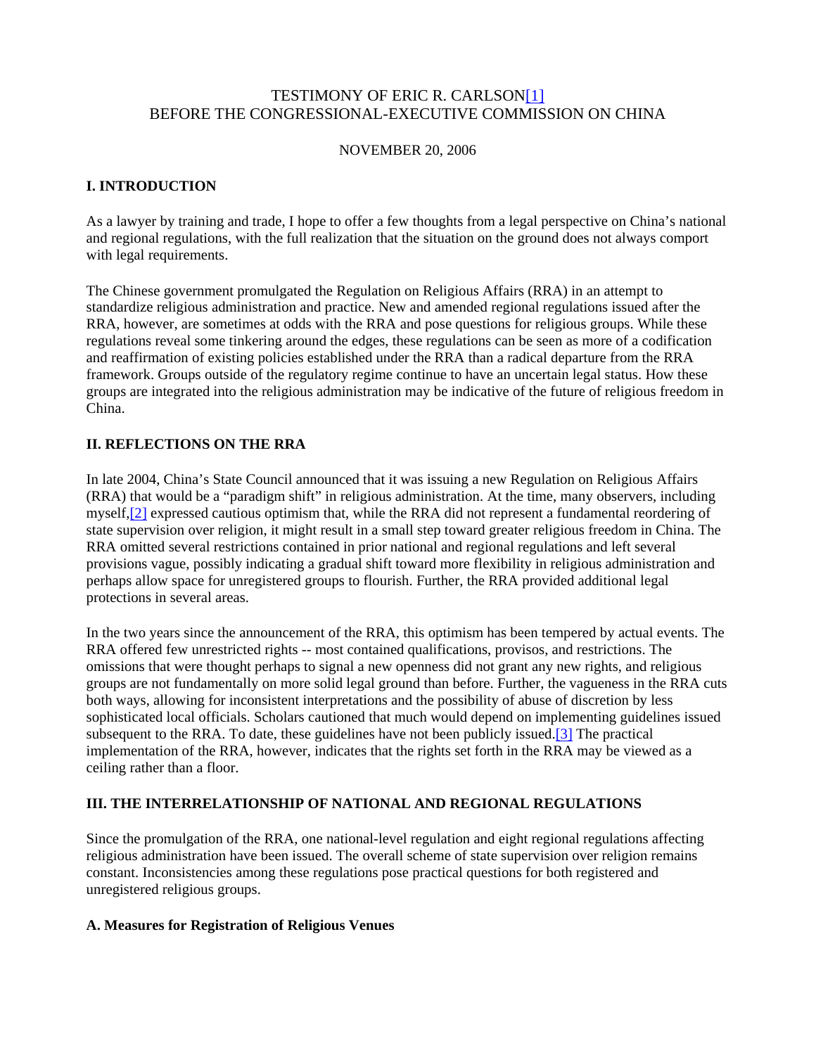# TESTIMONY OF ERIC R. CARLSON[1]
# BEFORE THE CONGRESSIONAL-EXECUTIVE COMMISSION ON CHINA

NOVEMBER 20, 2006

## I. INTRODUCTION

As a lawyer by training and trade, I hope to offer a few thoughts from a legal perspective on China's national and regional regulations, with the full realization that the situation on the ground does not always comport with legal requirements.

The Chinese government promulgated the Regulation on Religious Affairs (RRA) in an attempt to standardize religious administration and practice. New and amended regional regulations issued after the RRA, however, are sometimes at odds with the RRA and pose questions for religious groups. While these regulations reveal some tinkering around the edges, these regulations can be seen as more of a codification and reaffirmation of existing policies established under the RRA than a radical departure from the RRA framework. Groups outside of the regulatory regime continue to have an uncertain legal status. How these groups are integrated into the religious administration may be indicative of the future of religious freedom in China.

## II. REFLECTIONS ON THE RRA

In late 2004, China's State Council announced that it was issuing a new Regulation on Religious Affairs (RRA) that would be a "paradigm shift" in religious administration. At the time, many observers, including myself,[2] expressed cautious optimism that, while the RRA did not represent a fundamental reordering of state supervision over religion, it might result in a small step toward greater religious freedom in China. The RRA omitted several restrictions contained in prior national and regional regulations and left several provisions vague, possibly indicating a gradual shift toward more flexibility in religious administration and perhaps allow space for unregistered groups to flourish. Further, the RRA provided additional legal protections in several areas.

In the two years since the announcement of the RRA, this optimism has been tempered by actual events. The RRA offered few unrestricted rights -- most contained qualifications, provisos, and restrictions. The omissions that were thought perhaps to signal a new openness did not grant any new rights, and religious groups are not fundamentally on more solid legal ground than before. Further, the vagueness in the RRA cuts both ways, allowing for inconsistent interpretations and the possibility of abuse of discretion by less sophisticated local officials. Scholars cautioned that much would depend on implementing guidelines issued subsequent to the RRA. To date, these guidelines have not been publicly issued.[3] The practical implementation of the RRA, however, indicates that the rights set forth in the RRA may be viewed as a ceiling rather than a floor.

## III. THE INTERRELATIONSHIP OF NATIONAL AND REGIONAL REGULATIONS

Since the promulgation of the RRA, one national-level regulation and eight regional regulations affecting religious administration have been issued. The overall scheme of state supervision over religion remains constant. Inconsistencies among these regulations pose practical questions for both registered and unregistered religious groups.

### A. Measures for Registration of Religious Venues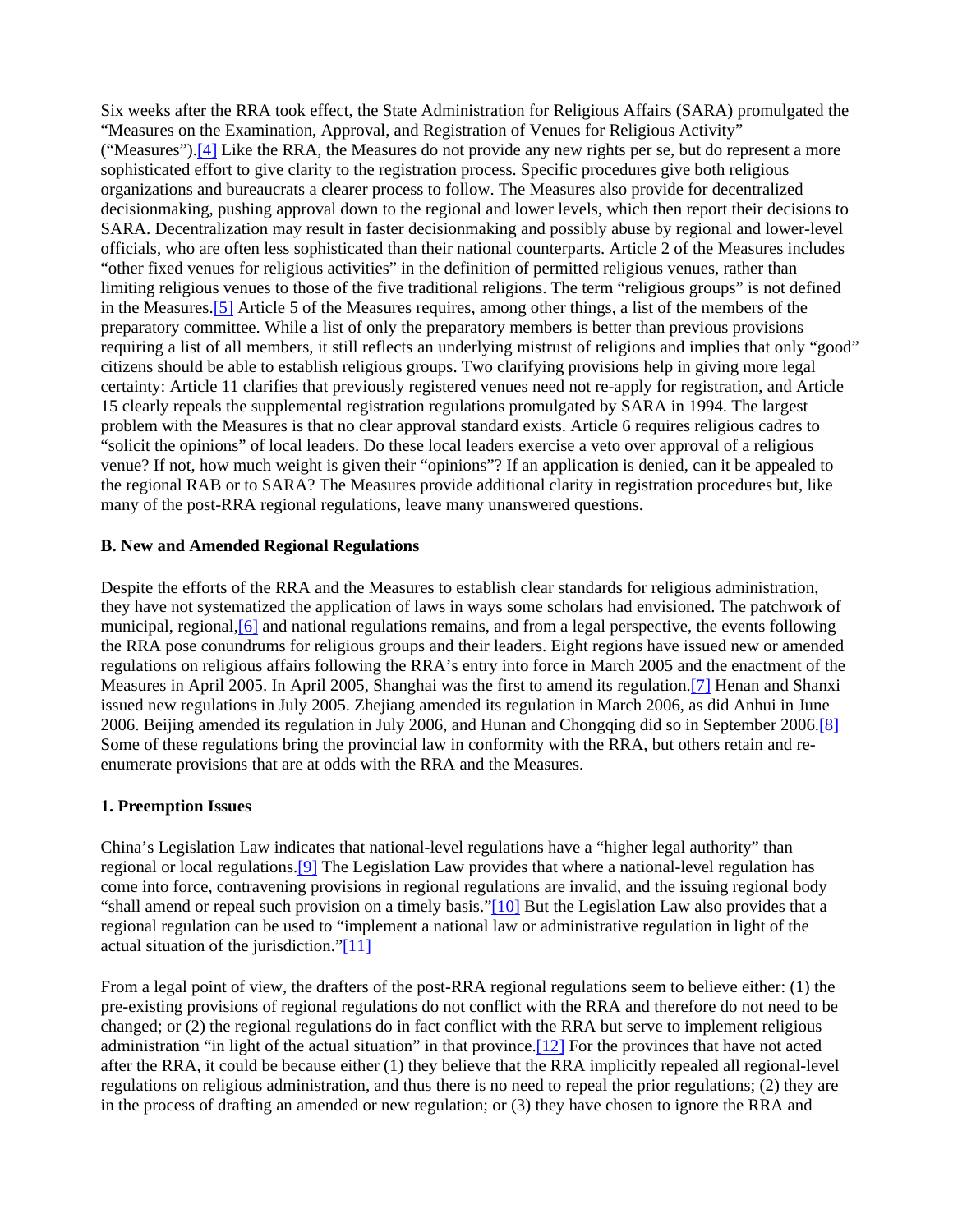Six weeks after the RRA took effect, the State Administration for Religious Affairs (SARA) promulgated the "Measures on the Examination, Approval, and Registration of Venues for Religious Activity" ("Measures").[4] Like the RRA, the Measures do not provide any new rights per se, but do represent a more sophisticated effort to give clarity to the registration process. Specific procedures give both religious organizations and bureaucrats a clearer process to follow. The Measures also provide for decentralized decisionmaking, pushing approval down to the regional and lower levels, which then report their decisions to SARA. Decentralization may result in faster decisionmaking and possibly abuse by regional and lower-level officials, who are often less sophisticated than their national counterparts. Article 2 of the Measures includes "other fixed venues for religious activities" in the definition of permitted religious venues, rather than limiting religious venues to those of the five traditional religions. The term "religious groups" is not defined in the Measures.[5] Article 5 of the Measures requires, among other things, a list of the members of the preparatory committee. While a list of only the preparatory members is better than previous provisions requiring a list of all members, it still reflects an underlying mistrust of religions and implies that only "good" citizens should be able to establish religious groups. Two clarifying provisions help in giving more legal certainty: Article 11 clarifies that previously registered venues need not re-apply for registration, and Article 15 clearly repeals the supplemental registration regulations promulgated by SARA in 1994. The largest problem with the Measures is that no clear approval standard exists. Article 6 requires religious cadres to "solicit the opinions" of local leaders. Do these local leaders exercise a veto over approval of a religious venue? If not, how much weight is given their "opinions"? If an application is denied, can it be appealed to the regional RAB or to SARA? The Measures provide additional clarity in registration procedures but, like many of the post-RRA regional regulations, leave many unanswered questions.

**B. New and Amended Regional Regulations**

Despite the efforts of the RRA and the Measures to establish clear standards for religious administration, they have not systematized the application of laws in ways some scholars had envisioned. The patchwork of municipal, regional,[6] and national regulations remains, and from a legal perspective, the events following the RRA pose conundrums for religious groups and their leaders. Eight regions have issued new or amended regulations on religious affairs following the RRA's entry into force in March 2005 and the enactment of the Measures in April 2005. In April 2005, Shanghai was the first to amend its regulation.[7] Henan and Shanxi issued new regulations in July 2005. Zhejiang amended its regulation in March 2006, as did Anhui in June 2006. Beijing amended its regulation in July 2006, and Hunan and Chongqing did so in September 2006.[8] Some of these regulations bring the provincial law in conformity with the RRA, but others retain and re-enumerate provisions that are at odds with the RRA and the Measures.

**1. Preemption Issues**

China's Legislation Law indicates that national-level regulations have a "higher legal authority" than regional or local regulations.[9] The Legislation Law provides that where a national-level regulation has come into force, contravening provisions in regional regulations are invalid, and the issuing regional body "shall amend or repeal such provision on a timely basis."[10] But the Legislation Law also provides that a regional regulation can be used to "implement a national law or administrative regulation in light of the actual situation of the jurisdiction."[11]

From a legal point of view, the drafters of the post-RRA regional regulations seem to believe either: (1) the pre-existing provisions of regional regulations do not conflict with the RRA and therefore do not need to be changed; or (2) the regional regulations do in fact conflict with the RRA but serve to implement religious administration "in light of the actual situation" in that province.[12] For the provinces that have not acted after the RRA, it could be because either (1) they believe that the RRA implicitly repealed all regional-level regulations on religious administration, and thus there is no need to repeal the prior regulations; (2) they are in the process of drafting an amended or new regulation; or (3) they have chosen to ignore the RRA and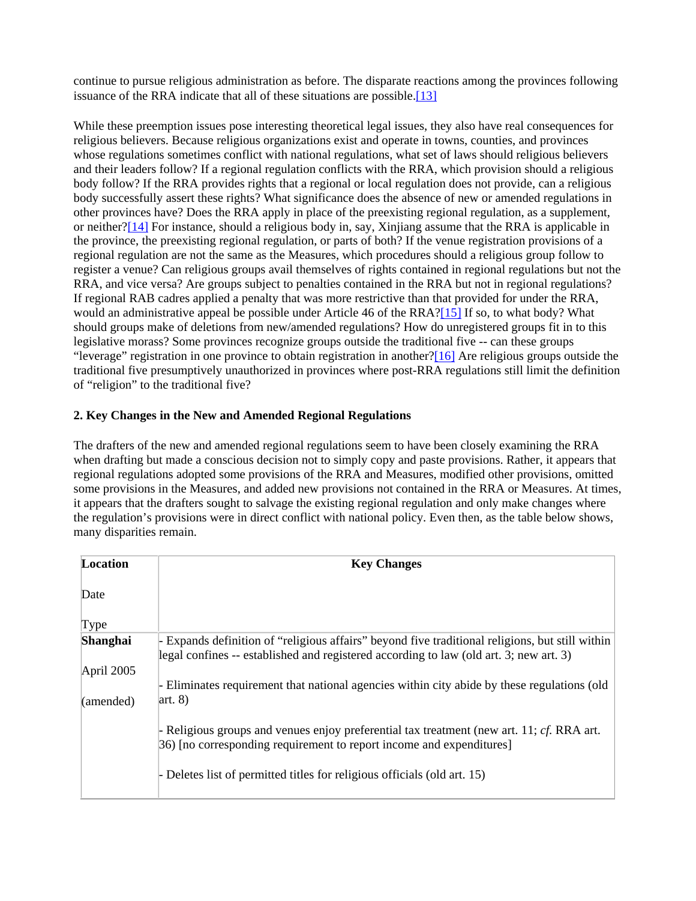continue to pursue religious administration as before. The disparate reactions among the provinces following issuance of the RRA indicate that all of these situations are possible.[13]

While these preemption issues pose interesting theoretical legal issues, they also have real consequences for religious believers. Because religious organizations exist and operate in towns, counties, and provinces whose regulations sometimes conflict with national regulations, what set of laws should religious believers and their leaders follow? If a regional regulation conflicts with the RRA, which provision should a religious body follow? If the RRA provides rights that a regional or local regulation does not provide, can a religious body successfully assert these rights? What significance does the absence of new or amended regulations in other provinces have? Does the RRA apply in place of the preexisting regional regulation, as a supplement, or neither?[14] For instance, should a religious body in, say, Xinjiang assume that the RRA is applicable in the province, the preexisting regional regulation, or parts of both? If the venue registration provisions of a regional regulation are not the same as the Measures, which procedures should a religious group follow to register a venue? Can religious groups avail themselves of rights contained in regional regulations but not the RRA, and vice versa? Are groups subject to penalties contained in the RRA but not in regional regulations? If regional RAB cadres applied a penalty that was more restrictive than that provided for under the RRA, would an administrative appeal be possible under Article 46 of the RRA?[15] If so, to what body? What should groups make of deletions from new/amended regulations? How do unregistered groups fit in to this legislative morass? Some provinces recognize groups outside the traditional five -- can these groups "leverage" registration in one province to obtain registration in another?[16] Are religious groups outside the traditional five presumptively unauthorized in provinces where post-RRA regulations still limit the definition of "religion" to the traditional five?

## 2. Key Changes in the New and Amended Regional Regulations

The drafters of the new and amended regional regulations seem to have been closely examining the RRA when drafting but made a conscious decision not to simply copy and paste provisions. Rather, it appears that regional regulations adopted some provisions of the RRA and Measures, modified other provisions, omitted some provisions in the Measures, and added new provisions not contained in the RRA or Measures. At times, it appears that the drafters sought to salvage the existing regional regulation and only make changes where the regulation's provisions were in direct conflict with national policy. Even then, as the table below shows, many disparities remain.

| **Location**<br><br>Date<br><br>Type | **Key Changes** |
|---|---|
| **Shanghai**<br><br>April 2005<br><br>(amended) | - Expands definition of "religious affairs" beyond five traditional religions, but still within legal confines -- established and registered according to law (old art. 3; new art. 3)<br><br>- Eliminates requirement that national agencies within city abide by these regulations (old art. 8)<br><br>- Religious groups and venues enjoy preferential tax treatment (new art. 11; *cf.* RRA art. 36) [no corresponding requirement to report income and expenditures]<br><br>- Deletes list of permitted titles for religious officials (old art. 15) |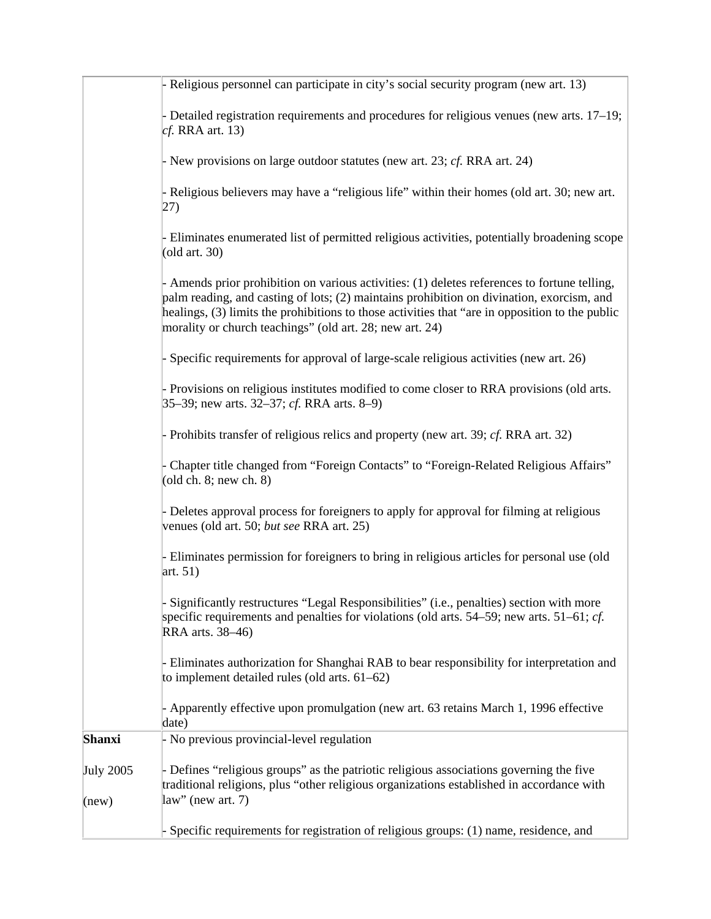| | |
|---|---|
| | - Religious personnel can participate in city's social security program (new art. 13)<br><br>- Detailed registration requirements and procedures for religious venues (new arts. 17–19; *cf.* RRA art. 13)<br><br>- New provisions on large outdoor statutes (new art. 23; *cf.* RRA art. 24)<br><br>- Religious believers may have a "religious life" within their homes (old art. 30; new art. 27)<br><br>- Eliminates enumerated list of permitted religious activities, potentially broadening scope (old art. 30)<br><br>- Amends prior prohibition on various activities: (1) deletes references to fortune telling, palm reading, and casting of lots; (2) maintains prohibition on divination, exorcism, and healings, (3) limits the prohibitions to those activities that "are in opposition to the public morality or church teachings" (old art. 28; new art. 24)<br><br>- Specific requirements for approval of large-scale religious activities (new art. 26)<br><br>- Provisions on religious institutes modified to come closer to RRA provisions (old arts. 35–39; new arts. 32–37; *cf.* RRA arts. 8–9)<br><br>- Prohibits transfer of religious relics and property (new art. 39; *cf.* RRA art. 32)<br><br>- Chapter title changed from "Foreign Contacts" to "Foreign-Related Religious Affairs" (old ch. 8; new ch. 8)<br><br>- Deletes approval process for foreigners to apply for approval for filming at religious venues (old art. 50; *but see* RRA art. 25)<br><br>- Eliminates permission for foreigners to bring in religious articles for personal use (old art. 51)<br><br>- Significantly restructures "Legal Responsibilities" (i.e., penalties) section with more specific requirements and penalties for violations (old arts. 54–59; new arts. 51–61; *cf.* RRA arts. 38–46)<br><br>- Eliminates authorization for Shanghai RAB to bear responsibility for interpretation and to implement detailed rules (old arts. 61–62)<br><br>- Apparently effective upon promulgation (new art. 63 retains March 1, 1996 effective date) |
| **Shanxi**<br><br>July 2005<br><br>(new) | - No previous provincial-level regulation<br><br>- Defines "religious groups" as the patriotic religious associations governing the five traditional religions, plus "other religious organizations established in accordance with law" (new art. 7)<br><br>- Specific requirements for registration of religious groups: (1) name, residence, and |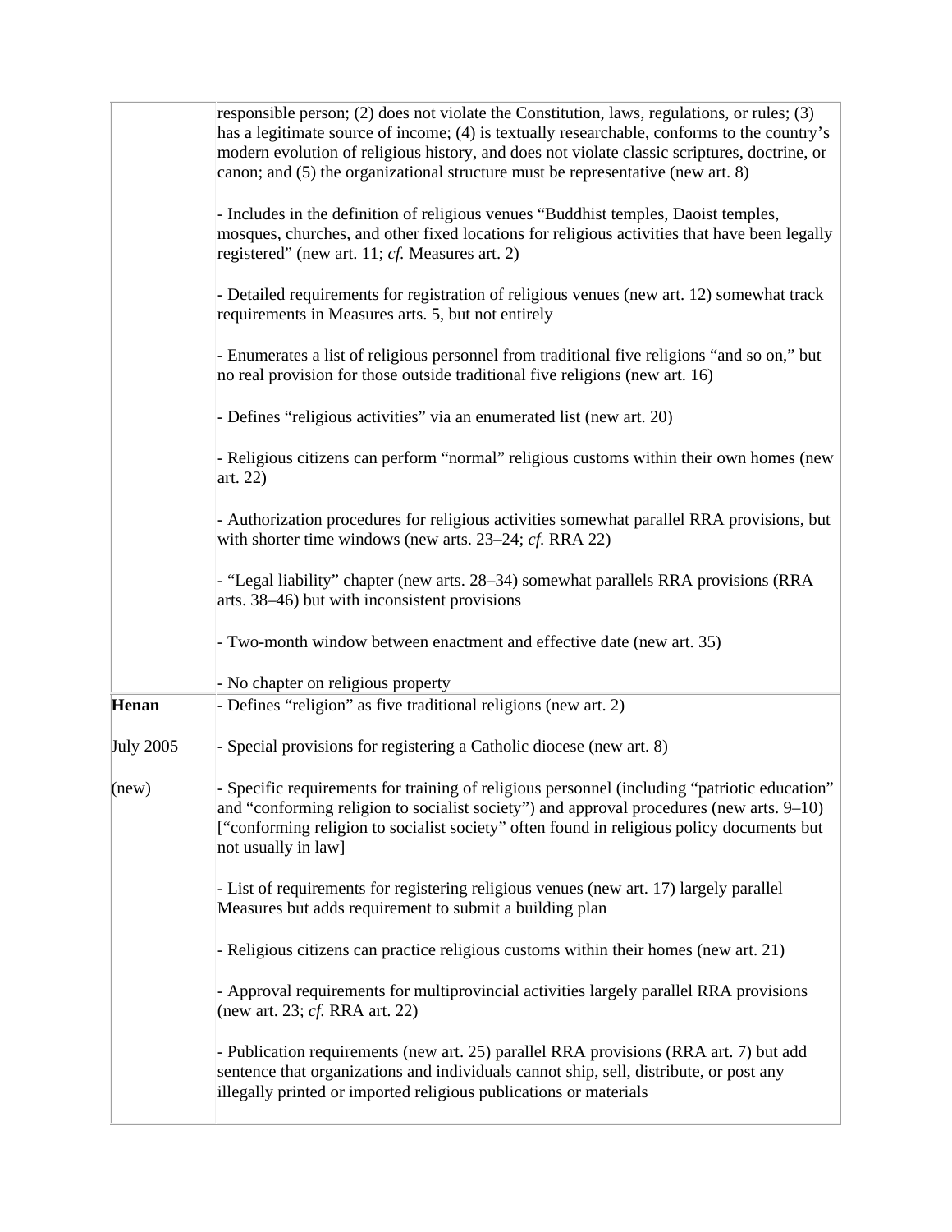| | |
|---|---|
| | responsible person; (2) does not violate the Constitution, laws, regulations, or rules; (3) has a legitimate source of income; (4) is textually researchable, conforms to the country's modern evolution of religious history, and does not violate classic scriptures, doctrine, or canon; and (5) the organizational structure must be representative (new art. 8)<br><br>- Includes in the definition of religious venues "Buddhist temples, Daoist temples, mosques, churches, and other fixed locations for religious activities that have been legally registered" (new art. 11; *cf.* Measures art. 2)<br><br>- Detailed requirements for registration of religious venues (new art. 12) somewhat track requirements in Measures arts. 5, but not entirely<br><br>- Enumerates a list of religious personnel from traditional five religions "and so on," but no real provision for those outside traditional five religions (new art. 16)<br><br>- Defines "religious activities" via an enumerated list (new art. 20)<br><br>- Religious citizens can perform "normal" religious customs within their own homes (new art. 22)<br><br>- Authorization procedures for religious activities somewhat parallel RRA provisions, but with shorter time windows (new arts. 23–24; *cf.* RRA 22)<br><br>- "Legal liability" chapter (new arts. 28–34) somewhat parallels RRA provisions (RRA arts. 38–46) but with inconsistent provisions<br><br>- Two-month window between enactment and effective date (new art. 35)<br><br>- No chapter on religious property |
| **Henan**<br><br>July 2005<br><br>(new) | - Defines "religion" as five traditional religions (new art. 2)<br><br>- Special provisions for registering a Catholic diocese (new art. 8)<br><br>- Specific requirements for training of religious personnel (including "patriotic education" and "conforming religion to socialist society") and approval procedures (new arts. 9–10) ["conforming religion to socialist society" often found in religious policy documents but not usually in law]<br><br>- List of requirements for registering religious venues (new art. 17) largely parallel Measures but adds requirement to submit a building plan<br><br>- Religious citizens can practice religious customs within their homes (new art. 21)<br><br>- Approval requirements for multiprovincial activities largely parallel RRA provisions (new art. 23; *cf.* RRA art. 22)<br><br>- Publication requirements (new art. 25) parallel RRA provisions (RRA art. 7) but add sentence that organizations and individuals cannot ship, sell, distribute, or post any illegally printed or imported religious publications or materials |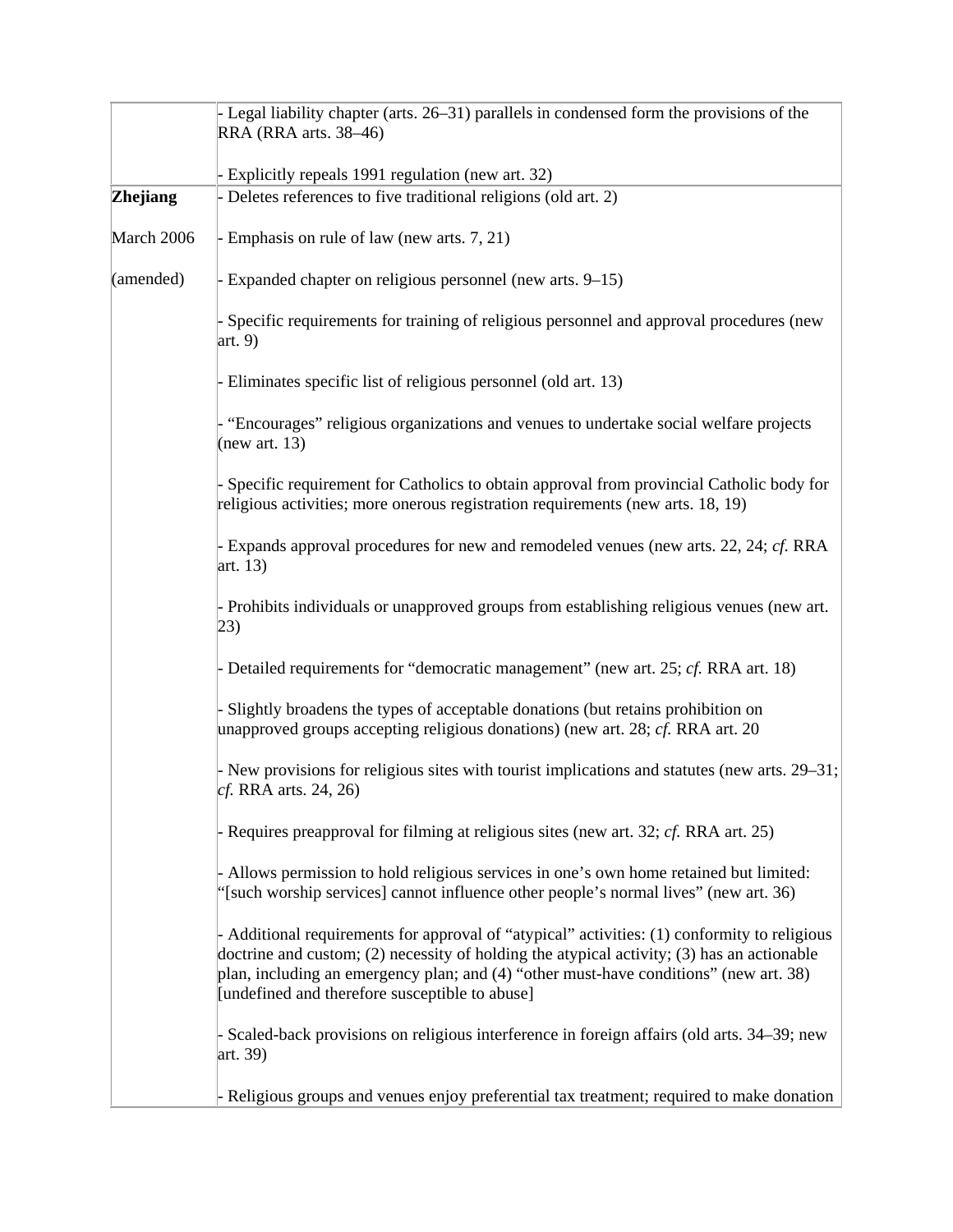| | |
|---|---|
| | - Legal liability chapter (arts. 26–31) parallels in condensed form the provisions of the RRA (RRA arts. 38–46)<br><br>- Explicitly repeals 1991 regulation (new art. 32) |
| **Zhejiang**<br><br>March 2006<br><br>(amended) | - Deletes references to five traditional religions (old art. 2)<br><br>- Emphasis on rule of law (new arts. 7, 21)<br><br>- Expanded chapter on religious personnel (new arts. 9–15)<br><br>- Specific requirements for training of religious personnel and approval procedures (new art. 9)<br><br>- Eliminates specific list of religious personnel (old art. 13)<br><br>- "Encourages" religious organizations and venues to undertake social welfare projects (new art. 13)<br><br>- Specific requirement for Catholics to obtain approval from provincial Catholic body for religious activities; more onerous registration requirements (new arts. 18, 19)<br><br>- Expands approval procedures for new and remodeled venues (new arts. 22, 24; *cf.* RRA art. 13)<br><br>- Prohibits individuals or unapproved groups from establishing religious venues (new art. 23)<br><br>- Detailed requirements for "democratic management" (new art. 25; *cf.* RRA art. 18)<br><br>- Slightly broadens the types of acceptable donations (but retains prohibition on unapproved groups accepting religious donations) (new art. 28; *cf.* RRA art. 20<br><br>- New provisions for religious sites with tourist implications and statutes (new arts. 29–31; *cf.* RRA arts. 24, 26)<br><br>- Requires preapproval for filming at religious sites (new art. 32; *cf.* RRA art. 25)<br><br>- Allows permission to hold religious services in one's own home retained but limited: "[such worship services] cannot influence other people's normal lives" (new art. 36)<br><br>- Additional requirements for approval of "atypical" activities: (1) conformity to religious doctrine and custom; (2) necessity of holding the atypical activity; (3) has an actionable plan, including an emergency plan; and (4) "other must-have conditions" (new art. 38) [undefined and therefore susceptible to abuse]<br><br>- Scaled-back provisions on religious interference in foreign affairs (old arts. 34–39; new art. 39)<br><br>- Religious groups and venues enjoy preferential tax treatment; required to make donation |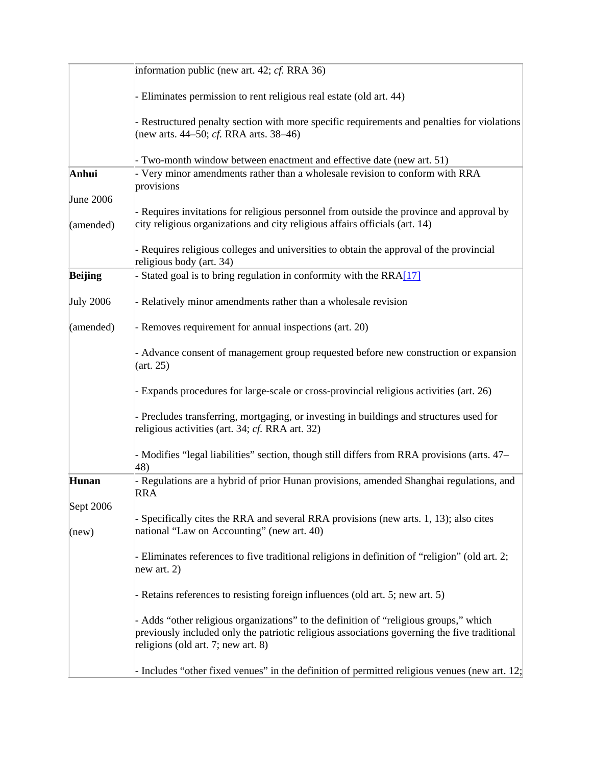| | |
|---|---|
| | information public (new art. 42; *cf.* RRA 36)<br><br>- Eliminates permission to rent religious real estate (old art. 44)<br><br>- Restructured penalty section with more specific requirements and penalties for violations (new arts. 44–50; *cf.* RRA arts. 38–46)<br><br>- Two-month window between enactment and effective date (new art. 51) |
| **Anhui**<br><br>June 2006<br><br>(amended) | - Very minor amendments rather than a wholesale revision to conform with RRA provisions<br><br>- Requires invitations for religious personnel from outside the province and approval by city religious organizations and city religious affairs officials (art. 14)<br><br>- Requires religious colleges and universities to obtain the approval of the provincial religious body (art. 34) |
| **Beijing**<br><br>July 2006<br><br>(amended) | - Stated goal is to bring regulation in conformity with the RRA[17]<br><br>- Relatively minor amendments rather than a wholesale revision<br><br>- Removes requirement for annual inspections (art. 20)<br><br>- Advance consent of management group requested before new construction or expansion (art. 25)<br><br>- Expands procedures for large-scale or cross-provincial religious activities (art. 26)<br><br>- Precludes transferring, mortgaging, or investing in buildings and structures used for religious activities (art. 34; *cf.* RRA art. 32)<br><br>- Modifies "legal liabilities" section, though still differs from RRA provisions (arts. 47–48) |
| **Hunan**<br><br>Sept 2006<br><br>(new) | - Regulations are a hybrid of prior Hunan provisions, amended Shanghai regulations, and RRA<br><br>- Specifically cites the RRA and several RRA provisions (new arts. 1, 13); also cites national "Law on Accounting" (new art. 40)<br><br>- Eliminates references to five traditional religions in definition of "religion" (old art. 2; new art. 2)<br><br>- Retains references to resisting foreign influences (old art. 5; new art. 5)<br><br>- Adds "other religious organizations" to the definition of "religious groups," which previously included only the patriotic religious associations governing the five traditional religions (old art. 7; new art. 8)<br><br>- Includes "other fixed venues" in the definition of permitted religious venues (new art. 12; |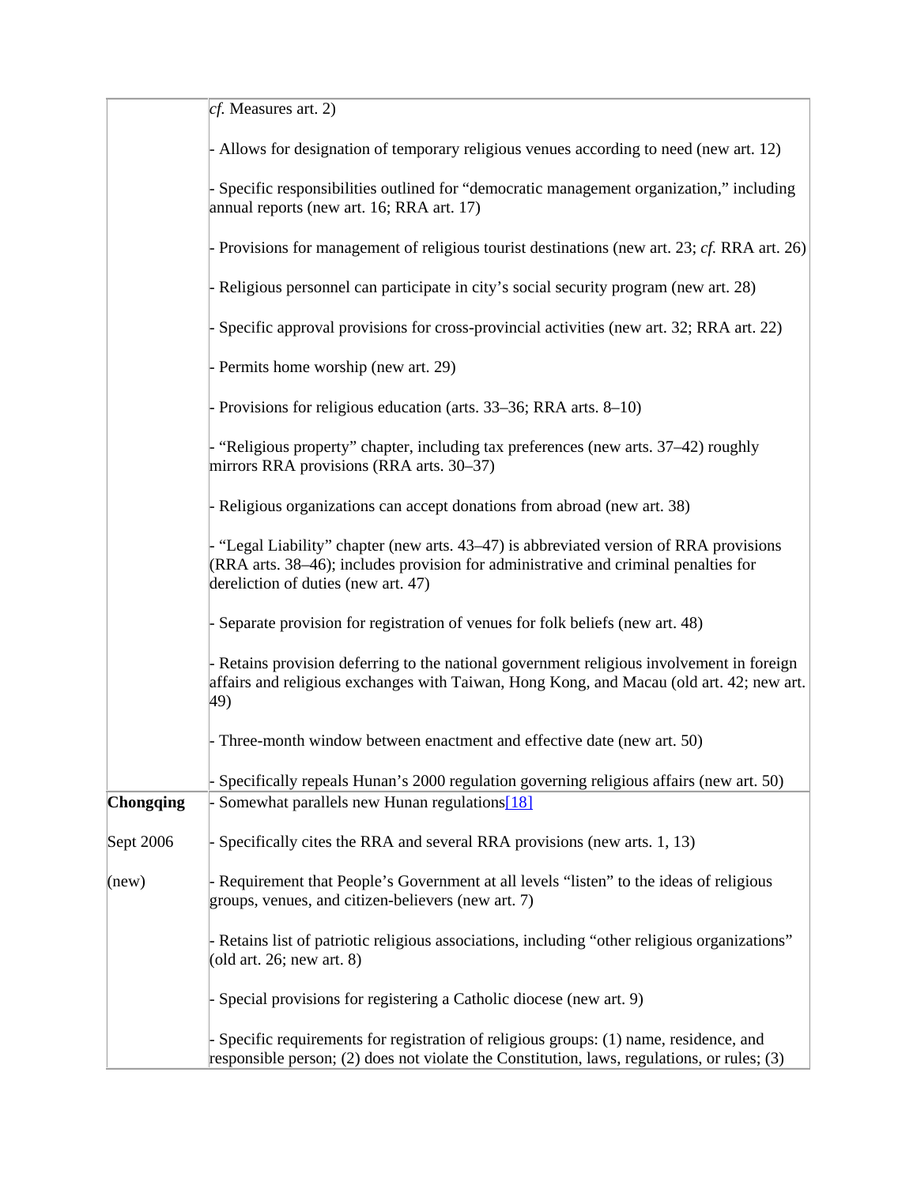| | |
|---|---|
| | *cf.* Measures art. 2)<br><br>- Allows for designation of temporary religious venues according to need (new art. 12)<br><br>- Specific responsibilities outlined for "democratic management organization," including annual reports (new art. 16; RRA art. 17)<br><br>- Provisions for management of religious tourist destinations (new art. 23; *cf.* RRA art. 26)<br><br>- Religious personnel can participate in city's social security program (new art. 28)<br><br>- Specific approval provisions for cross-provincial activities (new art. 32; RRA art. 22)<br><br>- Permits home worship (new art. 29)<br><br>- Provisions for religious education (arts. 33–36; RRA arts. 8–10)<br><br>- "Religious property" chapter, including tax preferences (new arts. 37–42) roughly mirrors RRA provisions (RRA arts. 30–37)<br><br>- Religious organizations can accept donations from abroad (new art. 38)<br><br>- "Legal Liability" chapter (new arts. 43–47) is abbreviated version of RRA provisions (RRA arts. 38–46); includes provision for administrative and criminal penalties for dereliction of duties (new art. 47)<br><br>- Separate provision for registration of venues for folk beliefs (new art. 48)<br><br>- Retains provision deferring to the national government religious involvement in foreign affairs and religious exchanges with Taiwan, Hong Kong, and Macau (old art. 42; new art. 49)<br><br>- Three-month window between enactment and effective date (new art. 50)<br><br>- Specifically repeals Hunan's 2000 regulation governing religious affairs (new art. 50) |
| **Chongqing**<br><br>Sept 2006<br><br>(new) | - Somewhat parallels new Hunan regulations[18]<br><br>- Specifically cites the RRA and several RRA provisions (new arts. 1, 13)<br><br>- Requirement that People's Government at all levels "listen" to the ideas of religious groups, venues, and citizen-believers (new art. 7)<br><br>- Retains list of patriotic religious associations, including "other religious organizations" (old art. 26; new art. 8)<br><br>- Special provisions for registering a Catholic diocese (new art. 9)<br><br>- Specific requirements for registration of religious groups: (1) name, residence, and responsible person; (2) does not violate the Constitution, laws, regulations, or rules; (3) |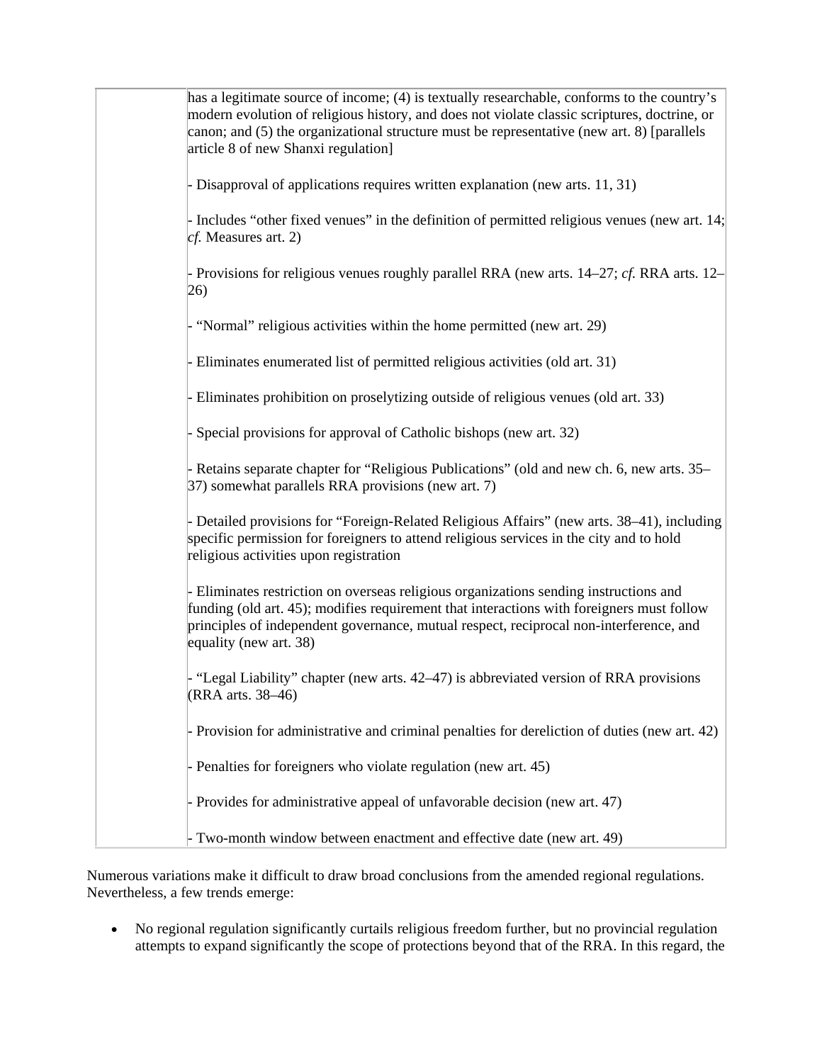|  |  |
|---|---|
|  | has a legitimate source of income; (4) is textually researchable, conforms to the country's modern evolution of religious history, and does not violate classic scriptures, doctrine, or canon; and (5) the organizational structure must be representative (new art. 8) [parallels article 8 of new Shanxi regulation]<br><br>- Disapproval of applications requires written explanation (new arts. 11, 31)<br><br>- Includes "other fixed venues" in the definition of permitted religious venues (new art. 14; *cf.* Measures art. 2)<br><br>- Provisions for religious venues roughly parallel RRA (new arts. 14–27; *cf.* RRA arts. 12–26)<br><br>- "Normal" religious activities within the home permitted (new art. 29)<br><br>- Eliminates enumerated list of permitted religious activities (old art. 31)<br><br>- Eliminates prohibition on proselytizing outside of religious venues (old art. 33)<br><br>- Special provisions for approval of Catholic bishops (new art. 32)<br><br>- Retains separate chapter for "Religious Publications" (old and new ch. 6, new arts. 35–37) somewhat parallels RRA provisions (new art. 7)<br><br>- Detailed provisions for "Foreign-Related Religious Affairs" (new arts. 38–41), including specific permission for foreigners to attend religious services in the city and to hold religious activities upon registration<br><br>- Eliminates restriction on overseas religious organizations sending instructions and funding (old art. 45); modifies requirement that interactions with foreigners must follow principles of independent governance, mutual respect, reciprocal non-interference, and equality (new art. 38)<br><br>- "Legal Liability" chapter (new arts. 42–47) is abbreviated version of RRA provisions (RRA arts. 38–46)<br><br>- Provision for administrative and criminal penalties for dereliction of duties (new art. 42)<br><br>- Penalties for foreigners who violate regulation (new art. 45)<br><br>- Provides for administrative appeal of unfavorable decision (new art. 47)<br><br>- Two-month window between enactment and effective date (new art. 49) |

Numerous variations make it difficult to draw broad conclusions from the amended regional regulations. Nevertheless, a few trends emerge:

- No regional regulation significantly curtails religious freedom further, but no provincial regulation attempts to expand significantly the scope of protections beyond that of the RRA. In this regard, the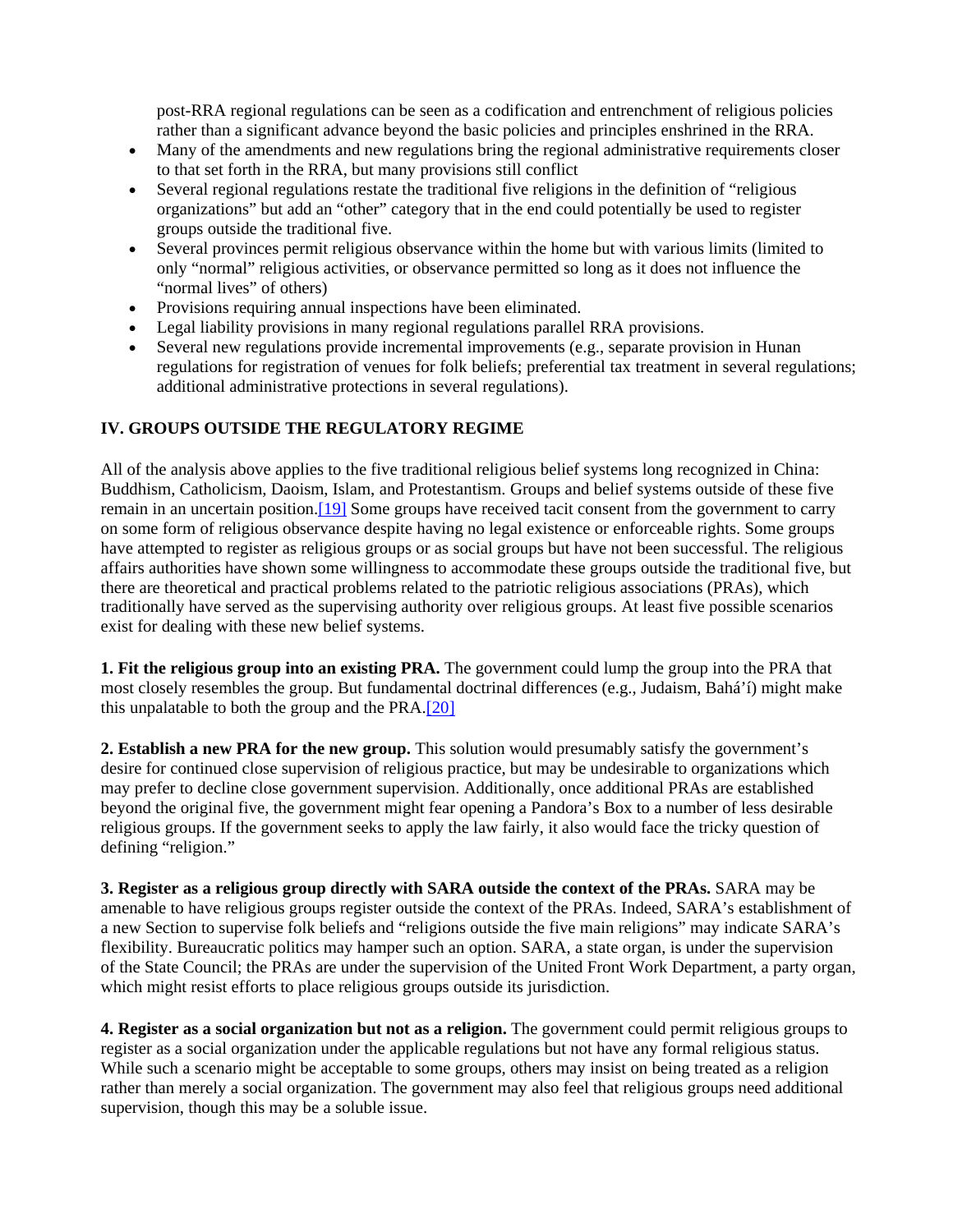post-RRA regional regulations can be seen as a codification and entrenchment of religious policies rather than a significant advance beyond the basic policies and principles enshrined in the RRA.

- Many of the amendments and new regulations bring the regional administrative requirements closer to that set forth in the RRA, but many provisions still conflict
- Several regional regulations restate the traditional five religions in the definition of "religious organizations" but add an "other" category that in the end could potentially be used to register groups outside the traditional five.
- Several provinces permit religious observance within the home but with various limits (limited to only "normal" religious activities, or observance permitted so long as it does not influence the "normal lives" of others)
- Provisions requiring annual inspections have been eliminated.
- Legal liability provisions in many regional regulations parallel RRA provisions.
- Several new regulations provide incremental improvements (e.g., separate provision in Hunan regulations for registration of venues for folk beliefs; preferential tax treatment in several regulations; additional administrative protections in several regulations).

## IV. GROUPS OUTSIDE THE REGULATORY REGIME

All of the analysis above applies to the five traditional religious belief systems long recognized in China: Buddhism, Catholicism, Daoism, Islam, and Protestantism. Groups and belief systems outside of these five remain in an uncertain position.[19] Some groups have received tacit consent from the government to carry on some form of religious observance despite having no legal existence or enforceable rights. Some groups have attempted to register as religious groups or as social groups but have not been successful. The religious affairs authorities have shown some willingness to accommodate these groups outside the traditional five, but there are theoretical and practical problems related to the patriotic religious associations (PRAs), which traditionally have served as the supervising authority over religious groups. At least five possible scenarios exist for dealing with these new belief systems.

**1. Fit the religious group into an existing PRA.** The government could lump the group into the PRA that most closely resembles the group. But fundamental doctrinal differences (e.g., Judaism, Bahá'í) might make this unpalatable to both the group and the PRA.[20]

**2. Establish a new PRA for the new group.** This solution would presumably satisfy the government's desire for continued close supervision of religious practice, but may be undesirable to organizations which may prefer to decline close government supervision. Additionally, once additional PRAs are established beyond the original five, the government might fear opening a Pandora's Box to a number of less desirable religious groups. If the government seeks to apply the law fairly, it also would face the tricky question of defining "religion."

**3. Register as a religious group directly with SARA outside the context of the PRAs.** SARA may be amenable to have religious groups register outside the context of the PRAs. Indeed, SARA's establishment of a new Section to supervise folk beliefs and "religions outside the five main religions" may indicate SARA's flexibility. Bureaucratic politics may hamper such an option. SARA, a state organ, is under the supervision of the State Council; the PRAs are under the supervision of the United Front Work Department, a party organ, which might resist efforts to place religious groups outside its jurisdiction.

**4. Register as a social organization but not as a religion.** The government could permit religious groups to register as a social organization under the applicable regulations but not have any formal religious status. While such a scenario might be acceptable to some groups, others may insist on being treated as a religion rather than merely a social organization. The government may also feel that religious groups need additional supervision, though this may be a soluble issue.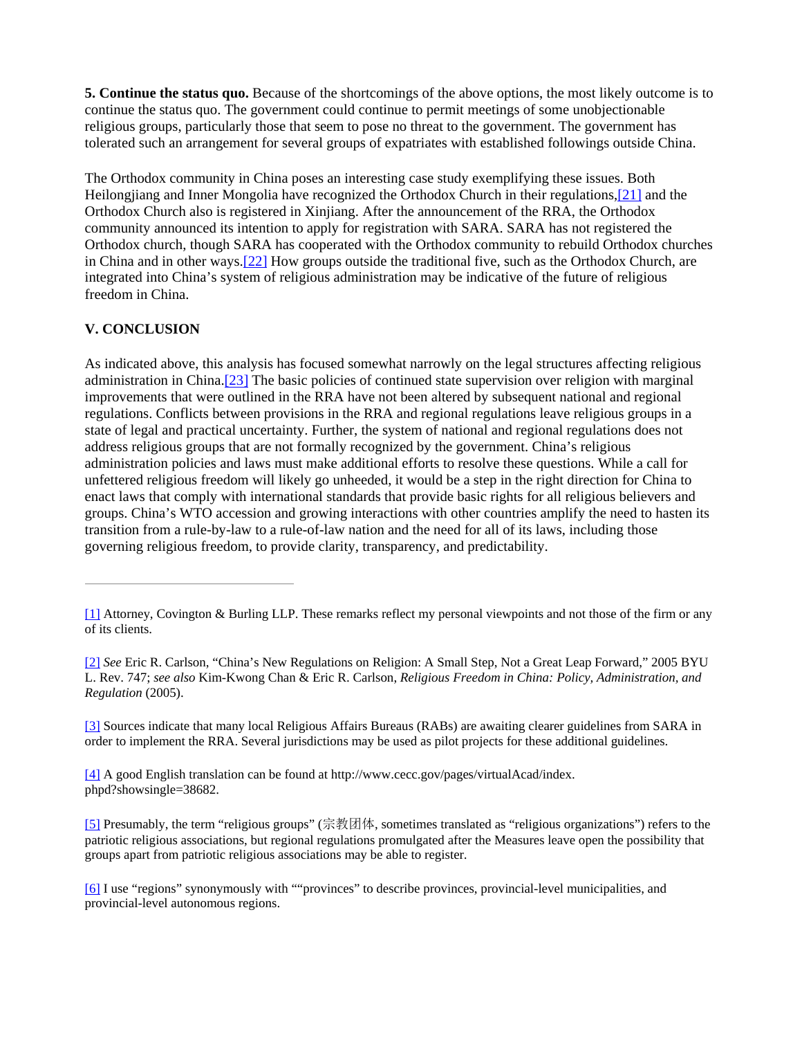**5. Continue the status quo.** Because of the shortcomings of the above options, the most likely outcome is to continue the status quo. The government could continue to permit meetings of some unobjectionable religious groups, particularly those that seem to pose no threat to the government. The government has tolerated such an arrangement for several groups of expatriates with established followings outside China.

The Orthodox community in China poses an interesting case study exemplifying these issues. Both Heilongjiang and Inner Mongolia have recognized the Orthodox Church in their regulations,[21] and the Orthodox Church also is registered in Xinjiang. After the announcement of the RRA, the Orthodox community announced its intention to apply for registration with SARA. SARA has not registered the Orthodox church, though SARA has cooperated with the Orthodox community to rebuild Orthodox churches in China and in other ways.[22] How groups outside the traditional five, such as the Orthodox Church, are integrated into China's system of religious administration may be indicative of the future of religious freedom in China.

## V. CONCLUSION

As indicated above, this analysis has focused somewhat narrowly on the legal structures affecting religious administration in China.[23] The basic policies of continued state supervision over religion with marginal improvements that were outlined in the RRA have not been altered by subsequent national and regional regulations. Conflicts between provisions in the RRA and regional regulations leave religious groups in a state of legal and practical uncertainty. Further, the system of national and regional regulations does not address religious groups that are not formally recognized by the government. China's religious administration policies and laws must make additional efforts to resolve these questions. While a call for unfettered religious freedom will likely go unheeded, it would be a step in the right direction for China to enact laws that comply with international standards that provide basic rights for all religious believers and groups. China's WTO accession and growing interactions with other countries amplify the need to hasten its transition from a rule-by-law to a rule-of-law nation and the need for all of its laws, including those governing religious freedom, to provide clarity, transparency, and predictability.

---

[1] Attorney, Covington & Burling LLP. These remarks reflect my personal viewpoints and not those of the firm or any of its clients.

[2] *See* Eric R. Carlson, "China's New Regulations on Religion: A Small Step, Not a Great Leap Forward," 2005 BYU L. Rev. 747; *see also* Kim-Kwong Chan & Eric R. Carlson, *Religious Freedom in China: Policy, Administration, and Regulation* (2005).

[3] Sources indicate that many local Religious Affairs Bureaus (RABs) are awaiting clearer guidelines from SARA in order to implement the RRA. Several jurisdictions may be used as pilot projects for these additional guidelines.

[4] A good English translation can be found at http://www.cecc.gov/pages/virtualAcad/index.phpd?showsingle=38682.

[5] Presumably, the term "religious groups" (宗教团体, sometimes translated as "religious organizations") refers to the patriotic religious associations, but regional regulations promulgated after the Measures leave open the possibility that groups apart from patriotic religious associations may be able to register.

[6] I use "regions" synonymously with ""provinces" to describe provinces, provincial-level municipalities, and provincial-level autonomous regions.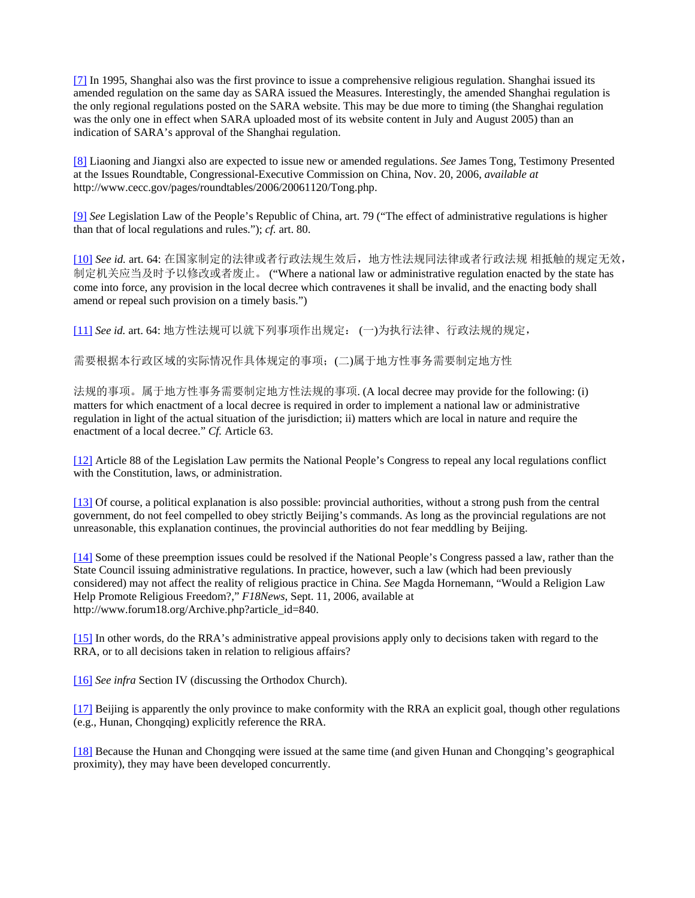[7] In 1995, Shanghai also was the first province to issue a comprehensive religious regulation. Shanghai issued its amended regulation on the same day as SARA issued the Measures. Interestingly, the amended Shanghai regulation is the only regional regulations posted on the SARA website. This may be due more to timing (the Shanghai regulation was the only one in effect when SARA uploaded most of its website content in July and August 2005) than an indication of SARA's approval of the Shanghai regulation.

[8] Liaoning and Jiangxi also are expected to issue new or amended regulations. *See* James Tong, Testimony Presented at the Issues Roundtable, Congressional-Executive Commission on China, Nov. 20, 2006, *available at* http://www.cecc.gov/pages/roundtables/2006/20061120/Tong.php.

[9] *See* Legislation Law of the People's Republic of China, art. 79 ("The effect of administrative regulations is higher than that of local regulations and rules."); *cf.* art. 80.

[10] *See id.* art. 64: 在国家制定的法律或者行政法规生效后，地方性法规同法律或者行政法规 相抵触的规定无效，制定机关应当及时予以修改或者废止。 ("Where a national law or administrative regulation enacted by the state has come into force, any provision in the local decree which contravenes it shall be invalid, and the enacting body shall amend or repeal such provision on a timely basis.")

[11] *See id.* art. 64: 地方性法规可以就下列事项作出规定： (一)为执行法律、行政法规的规定，

需要根据本行政区域的实际情况作具体规定的事项；(二)属于地方性事务需要制定地方性

法规的事项。属于地方性事务需要制定地方性法规的事项. (A local decree may provide for the following: (i) matters for which enactment of a local decree is required in order to implement a national law or administrative regulation in light of the actual situation of the jurisdiction; ii) matters which are local in nature and require the enactment of a local decree." *Cf.* Article 63.

[12] Article 88 of the Legislation Law permits the National People's Congress to repeal any local regulations conflict with the Constitution, laws, or administration.

[13] Of course, a political explanation is also possible: provincial authorities, without a strong push from the central government, do not feel compelled to obey strictly Beijing's commands. As long as the provincial regulations are not unreasonable, this explanation continues, the provincial authorities do not fear meddling by Beijing.

[14] Some of these preemption issues could be resolved if the National People's Congress passed a law, rather than the State Council issuing administrative regulations. In practice, however, such a law (which had been previously considered) may not affect the reality of religious practice in China. *See* Magda Hornemann, "Would a Religion Law Help Promote Religious Freedom?," *F18News*, Sept. 11, 2006, available at http://www.forum18.org/Archive.php?article_id=840.

[15] In other words, do the RRA's administrative appeal provisions apply only to decisions taken with regard to the RRA, or to all decisions taken in relation to religious affairs?

[16] *See infra* Section IV (discussing the Orthodox Church).

[17] Beijing is apparently the only province to make conformity with the RRA an explicit goal, though other regulations (e.g., Hunan, Chongqing) explicitly reference the RRA.

[18] Because the Hunan and Chongqing were issued at the same time (and given Hunan and Chongqing's geographical proximity), they may have been developed concurrently.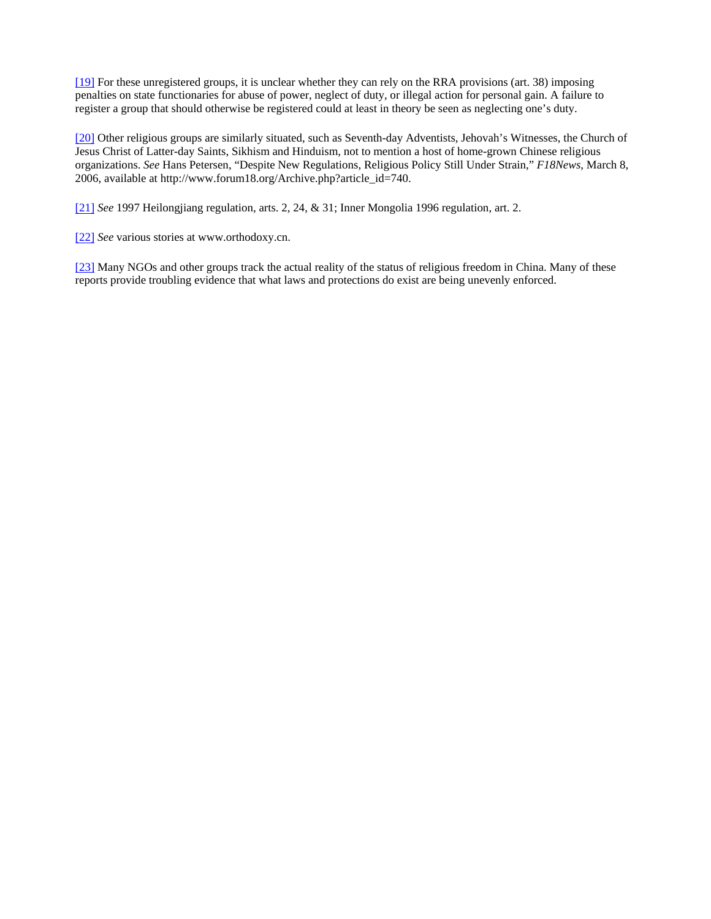[19] For these unregistered groups, it is unclear whether they can rely on the RRA provisions (art. 38) imposing penalties on state functionaries for abuse of power, neglect of duty, or illegal action for personal gain. A failure to register a group that should otherwise be registered could at least in theory be seen as neglecting one's duty.

[20] Other religious groups are similarly situated, such as Seventh-day Adventists, Jehovah's Witnesses, the Church of Jesus Christ of Latter-day Saints, Sikhism and Hinduism, not to mention a host of home-grown Chinese religious organizations. *See* Hans Petersen, "Despite New Regulations, Religious Policy Still Under Strain," *F18News*, March 8, 2006, available at http://www.forum18.org/Archive.php?article_id=740.

[21] *See* 1997 Heilongjiang regulation, arts. 2, 24, & 31; Inner Mongolia 1996 regulation, art. 2.

[22] *See* various stories at www.orthodoxy.cn.

[23] Many NGOs and other groups track the actual reality of the status of religious freedom in China. Many of these reports provide troubling evidence that what laws and protections do exist are being unevenly enforced.